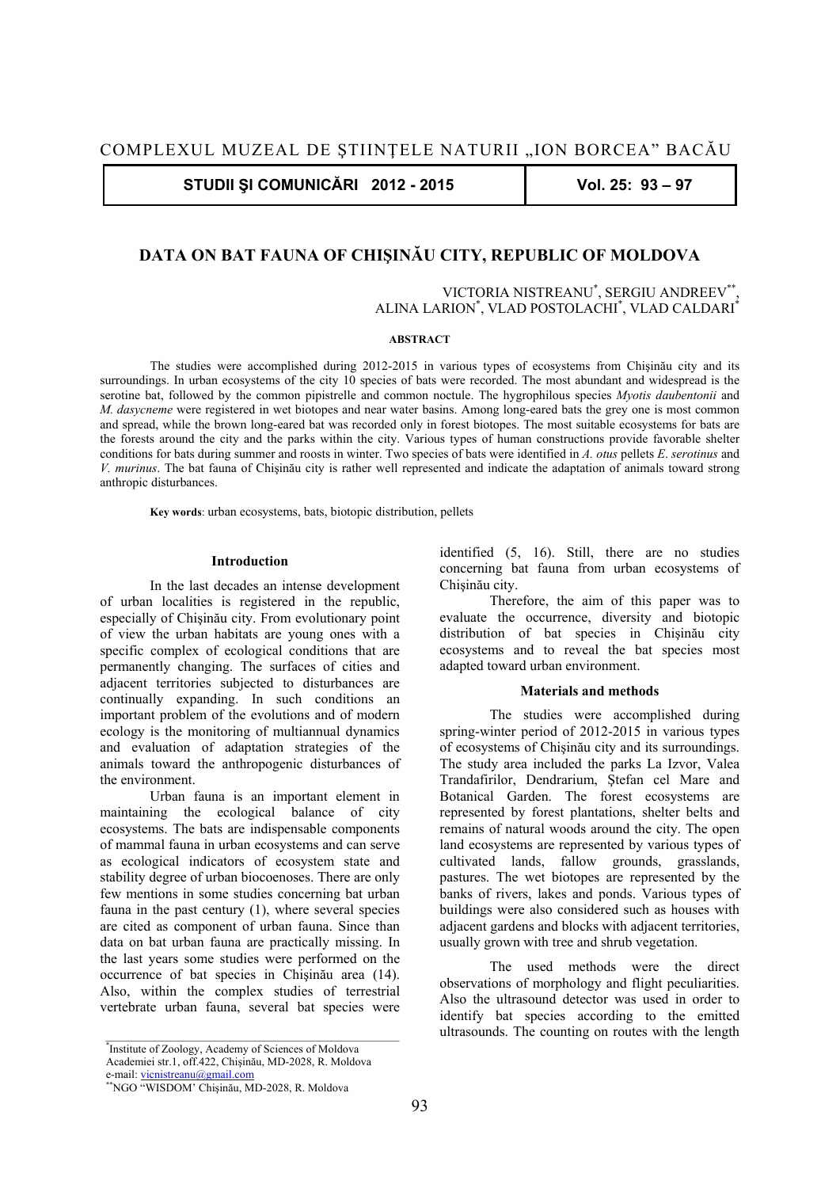# DATA ON BAT FAUNA OF CHIŞINĂU CITY, REPUBLIC OF MOLDOVA

VICTORIA NISTREANU[*], SERGIU ANDREEV[**], ALINA LARION[*], VLAD POSTOLACHI[*], VLAD CALDARI[*]

**ABSTRACT**

The studies were accomplished during 2012-2015 in various types of ecosystems from Chişinău city and its surroundings. In urban ecosystems of the city 10 species of bats were recorded. The most abundant and widespread is the serotine bat, followed by the common pipistrelle and common noctule. The hygrophilous species *Myotis daubentonii* and *M. dasycneme* were registered in wet biotopes and near water basins. Among long-eared bats the grey one is most common and spread, while the brown long-eared bat was recorded only in forest biotopes. The most suitable ecosystems for bats are the forests around the city and the parks within the city. Various types of human constructions provide favorable shelter conditions for bats during summer and roosts in winter. Two species of bats were identified in *A. otus* pellets *E*. *serotinus* and *V. murinus*. The bat fauna of Chişinău city is rather well represented and indicate the adaptation of animals toward strong anthropic disturbances.

**Key words**: urban ecosystems, bats, biotopic distribution, pellets

## Introduction

In the last decades an intense development of urban localities is registered in the republic, especially of Chişinău city. From evolutionary point of view the urban habitats are young ones with a specific complex of ecological conditions that are permanently changing. The surfaces of cities and adjacent territories subjected to disturbances are continually expanding. In such conditions an important problem of the evolutions and of modern ecology is the monitoring of multiannual dynamics and evaluation of adaptation strategies of the animals toward the anthropogenic disturbances of the environment.

Urban fauna is an important element in maintaining the ecological balance of city ecosystems. The bats are indispensable components of mammal fauna in urban ecosystems and can serve as ecological indicators of ecosystem state and stability degree of urban biocoenoses. There are only few mentions in some studies concerning bat urban fauna in the past century (1), where several species are cited as component of urban fauna. Since than data on bat urban fauna are practically missing. In the last years some studies were performed on the occurrence of bat species in Chişinău area (14). Also, within the complex studies of terrestrial vertebrate urban fauna, several bat species were identified (5, 16). Still, there are no studies concerning bat fauna from urban ecosystems of Chişinău city.

Therefore, the aim of this paper was to evaluate the occurrence, diversity and biotopic distribution of bat species in Chişinău city ecosystems and to reveal the bat species most adapted toward urban environment.

## Materials and methods

The studies were accomplished during spring-winter period of 2012-2015 in various types of ecosystems of Chişinău city and its surroundings. The study area included the parks La Izvor, Valea Trandafirilor, Dendrarium, Ştefan cel Mare and Botanical Garden. The forest ecosystems are represented by forest plantations, shelter belts and remains of natural woods around the city. The open land ecosystems are represented by various types of cultivated lands, fallow grounds, grasslands, pastures. The wet biotopes are represented by the banks of rivers, lakes and ponds. Various types of buildings were also considered such as houses with adjacent gardens and blocks with adjacent territories, usually grown with tree and shrub vegetation.

The used methods were the direct observations of morphology and flight peculiarities. Also the ultrasound detector was used in order to identify bat species according to the emitted ultrasounds. The counting on routes with the length

---

[*]Institute of Zoology, Academy of Sciences of Moldova
Academiei str.1, off.422, Chişinău, MD-2028, R. Moldova
e-mail: vicnistreanu@gmail.com

[**]NGO "WISDOM' Chişinău, MD-2028, R. Moldova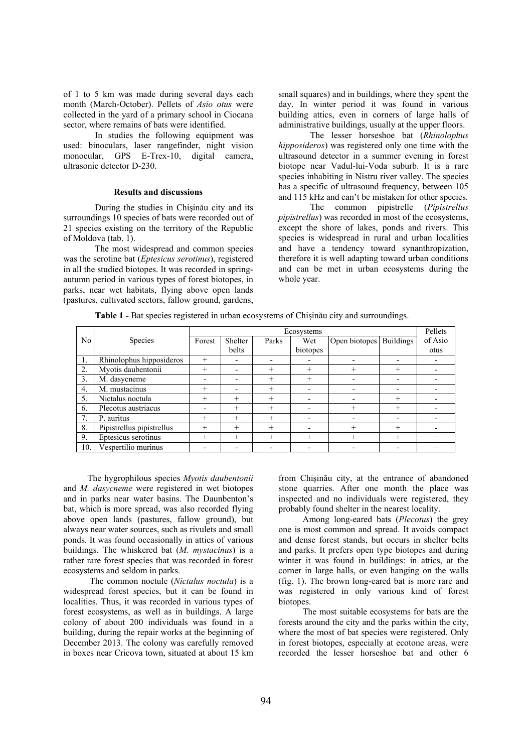of 1 to 5 km was made during several days each month (March-October). Pellets of *Asio otus* were collected in the yard of a primary school in Ciocana sector, where remains of bats were identified.

In studies the following equipment was used: binoculars, laser rangefinder, night vision monocular, GPS E-Trex-10, digital camera, ultrasonic detector D-230.

#### Results and discussions

During the studies in Chişinău city and its surroundings 10 species of bats were recorded out of 21 species existing on the territory of the Republic of Moldova (tab. 1).

The most widespread and common species was the serotine bat (*Eptesicus serotinus*), registered in all the studied biotopes. It was recorded in spring-autumn period in various types of forest biotopes, in parks, near wet habitats, flying above open lands (pastures, cultivated sectors, fallow ground, gardens, small squares) and in buildings, where they spent the day. In winter period it was found in various building attics, even in corners of large halls of administrative buildings, usually at the upper floors.

The lesser horseshoe bat (*Rhinolophus hipposideros*) was registered only one time with the ultrasound detector in a summer evening in forest biotope near Vadul-lui-Voda suburb. It is a rare species inhabiting in Nistru river valley. The species has a specific of ultrasound frequency, between 105 and 115 kHz and can't be mistaken for other species.

The common pipistrelle (*Pipistrellus pipistrellus*) was recorded in most of the ecosystems, except the shore of lakes, ponds and rivers. This species is widespread in rural and urban localities and have a tendency toward synanthropization, therefore it is well adapting toward urban conditions and can be met in urban ecosystems during the whole year.

**Table 1 -** Bat species registered in urban ecosystems of Chişinău city and surroundings.

| No | Species | Ecosystems | | | | | | Pellets of Asio otus |
|---|---|---|---|---|---|---|---|---|
| | | Forest | Shelter belts | Parks | Wet biotopes | Open biotopes | Buildings | |
| 1. | Rhinolophus hipposideros | + | - | - | - | - | - | - |
| 2. | Myotis daubentonii | + | - | + | + | + | + | - |
| 3. | M. dasycneme | - | - | + | + | - | - | - |
| 4. | M. mustacinus | + | - | + | - | - | - | - |
| 5. | Nictalus noctula | + | + | + | - | - | + | - |
| 6. | Plecotus austriacus | - | + | + | - | + | + | - |
| 7. | P. auritus | + | + | + | - | - | - | - |
| 8. | Pipistrellus pipistrellus | + | + | + | - | + | + | - |
| 9. | Eptesicus serotinus | + | + | + | + | + | + | + |
| 10. | Vespertilio murinus | - | - | - | - | - | - | + |

The hygrophilous species *Myotis daubentonii* and *M. dasycneme* were registered in wet biotopes and in parks near water basins. The Daunbenton's bat, which is more spread, was also recorded flying above open lands (pastures, fallow ground), but always near water sources, such as rivulets and small ponds. It was found occasionally in attics of various buildings. The whiskered bat (*M. mystacinus*) is a rather rare forest species that was recorded in forest ecosystems and seldom in parks.

The common noctule (*Nictalus noctula*) is a widespread forest species, but it can be found in localities. Thus, it was recorded in various types of forest ecosystems, as well as in buildings. A large colony of about 200 individuals was found in a building, during the repair works at the beginning of December 2013. The colony was carefully removed in boxes near Cricova town, situated at about 15 km from Chişinău city, at the entrance of abandoned stone quarries. After one month the place was inspected and no individuals were registered, they probably found shelter in the nearest locality.

Among long-eared bats (*Plecotus*) the grey one is most common and spread. It avoids compact and dense forest stands, but occurs in shelter belts and parks. It prefers open type biotopes and during winter it was found in buildings: in attics, at the corner in large halls, or even hanging on the walls (fig. 1). The brown long-eared bat is more rare and was registered in only various kind of forest biotopes.

The most suitable ecosystems for bats are the forests around the city and the parks within the city, where the most of bat species were registered. Only in forest biotopes, especially at ecotone areas, were recorded the lesser horseshoe bat and other 6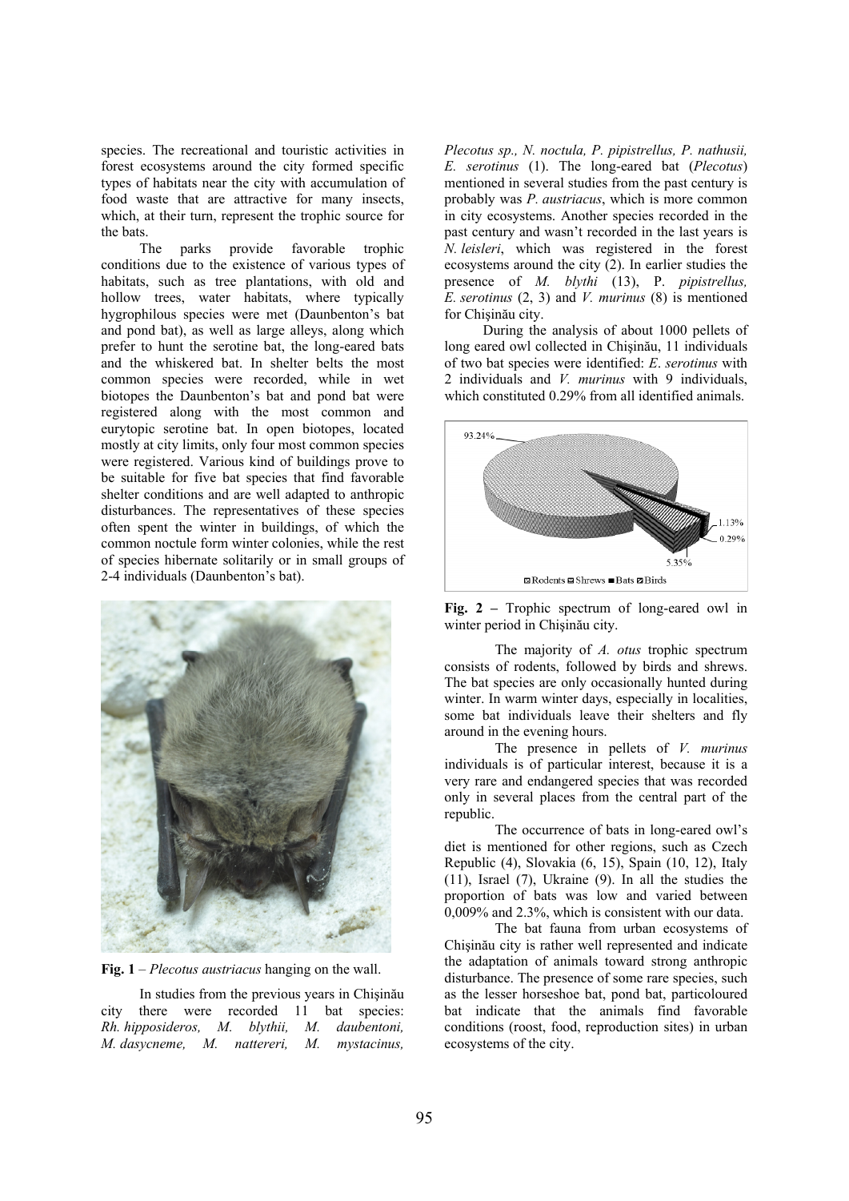species. The recreational and touristic activities in forest ecosystems around the city formed specific types of habitats near the city with accumulation of food waste that are attractive for many insects, which, at their turn, represent the trophic source for the bats.

The parks provide favorable trophic conditions due to the existence of various types of habitats, such as tree plantations, with old and hollow trees, water habitats, where typically hygrophilous species were met (Daunbenton's bat and pond bat), as well as large alleys, along which prefer to hunt the serotine bat, the long-eared bats and the whiskered bat. In shelter belts the most common species were recorded, while in wet biotopes the Daunbenton's bat and pond bat were registered along with the most common and eurytopic serotine bat. In open biotopes, located mostly at city limits, only four most common species were registered. Various kind of buildings prove to be suitable for five bat species that find favorable shelter conditions and are well adapted to anthropic disturbances. The representatives of these species often spent the winter in buildings, of which the common noctule form winter colonies, while the rest of species hibernate solitarily or in small groups of 2-4 individuals (Daunbenton's bat).

**Fig. 1** – *Plecotus austriacus* hanging on the wall.

In studies from the previous years in Chişinău city there were recorded 11 bat species: *Rh. hipposideros, M. blythii, M. daubentoni, M. dasycneme, M. nattereri, M. mystacinus, Plecotus sp., N. noctula, P. pipistrellus, P. nathusii, E. serotinus* (1). The long-eared bat (*Plecotus*) mentioned in several studies from the past century is probably was *P. austriacus*, which is more common in city ecosystems. Another species recorded in the past century and wasn't recorded in the last years is *N. leisleri*, which was registered in the forest ecosystems around the city (2). In earlier studies the presence of *M. blythi* (13), P. *pipistrellus, E. serotinus* (2, 3) and *V. murinus* (8) is mentioned for Chişinău city.

During the analysis of about 1000 pellets of long eared owl collected in Chişinău, 11 individuals of two bat species were identified: *E. serotinus* with 2 individuals and *V. murinus* with 9 individuals, which constituted 0.29% from all identified animals.

**Fig. 2** – Trophic spectrum of long-eared owl in winter period in Chişinău city.

The majority of *A. otus* trophic spectrum consists of rodents, followed by birds and shrews. The bat species are only occasionally hunted during winter. In warm winter days, especially in localities, some bat individuals leave their shelters and fly around in the evening hours.

The presence in pellets of *V. murinus* individuals is of particular interest, because it is a very rare and endangered species that was recorded only in several places from the central part of the republic.

The occurrence of bats in long-eared owl's diet is mentioned for other regions, such as Czech Republic (4), Slovakia (6, 15), Spain (10, 12), Italy (11), Israel (7), Ukraine (9). In all the studies the proportion of bats was low and varied between 0,009% and 2.3%, which is consistent with our data.

The bat fauna from urban ecosystems of Chişinău city is rather well represented and indicate the adaptation of animals toward strong anthropic disturbance. The presence of some rare species, such as the lesser horseshoe bat, pond bat, particoloured bat indicate that the animals find favorable conditions (roost, food, reproduction sites) in urban ecosystems of the city.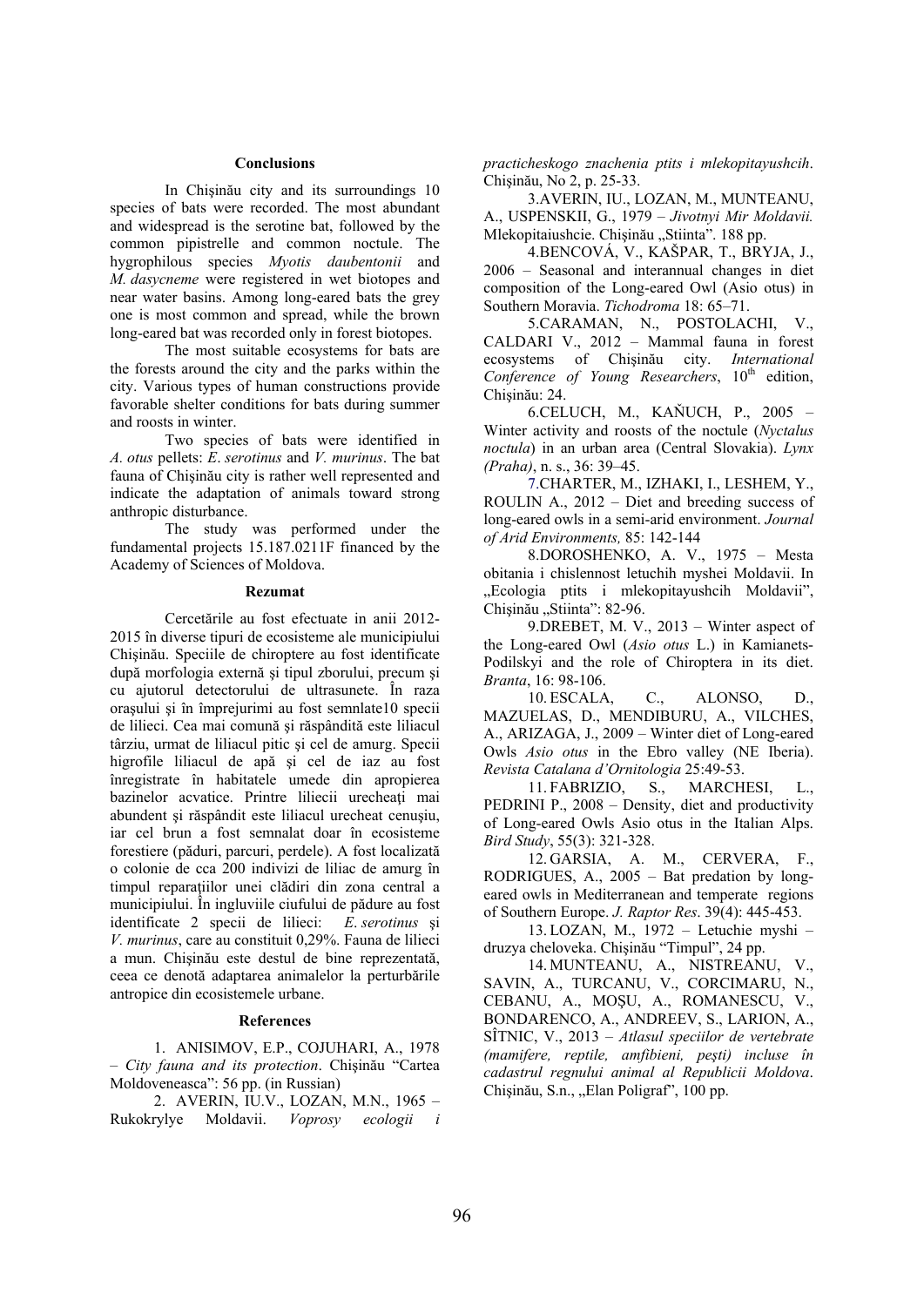## Conclusions

In Chişinău city and its surroundings 10 species of bats were recorded. The most abundant and widespread is the serotine bat, followed by the common pipistrelle and common noctule. The hygrophilous species *Myotis daubentonii* and *M. dasycneme* were registered in wet biotopes and near water basins. Among long-eared bats the grey one is most common and spread, while the brown long-eared bat was recorded only in forest biotopes.

The most suitable ecosystems for bats are the forests around the city and the parks within the city. Various types of human constructions provide favorable shelter conditions for bats during summer and roosts in winter.

Two species of bats were identified in *A. otus* pellets: *E. serotinus* and *V. murinus*. The bat fauna of Chişinău city is rather well represented and indicate the adaptation of animals toward strong anthropic disturbance.

The study was performed under the fundamental projects 15.187.0211F financed by the Academy of Sciences of Moldova.

## Rezumat

Cercetările au fost efectuate în anii 2012-2015 în diverse tipuri de ecosisteme ale municipiului Chişinău. Speciile de chiroptere au fost identificate după morfologia externă şi tipul zborului, precum şi cu ajutorul detectorului de ultrasunete. În raza oraşului şi în împrejurimi au fost semnlate10 specii de lilieci. Cea mai comună şi răspândită este liliacul târziu, urmat de liliacul pitic şi cel de amurg. Specii higrofile liliacul de apă şi cel de iaz au fost înregistrate în habitatele umede din apropierea bazinelor acvatice. Printre liliecii urecheaţi mai abundent şi răspândit este liliacul urecheat cenuşiu, iar cel brun a fost semnalat doar în ecosisteme forestiere (păduri, parcuri, perdele). A fost localizată o colonie de cca 200 indivizi de liliac de amurg în timpul reparaţiilor unei clădiri din zona central a municipiului. În ingluviile ciufului de pădure au fost identificate 2 specii de lilieci: *E. serotinus* şi *V. murinus*, care au constituit 0,29%. Fauna de lilieci a mun. Chişinău este destul de bine reprezentată, ceea ce denotă adaptarea animalelor la perturbările antropice din ecosistemele urbane.

## References

1. ANISIMOV, E.P., COJUHARI, A., 1978 – *City fauna and its protection*. Chişinău "Cartea Moldovenească": 56 pp. (in Russian)
2. AVERIN, IU.V., LOZAN, M.N., 1965 – Rukokrylye Moldavii. *Voprosy ecologii i practicheskogo znachenia ptits i mlekopitayushcih*. Chişinău, No 2, p. 25-33.
3. AVERIN, IU., LOZAN, M., MUNTEANU, A., USPENSKII, G., 1979 – *Jivotnyi Mir Moldavii.* Mlekopitaiushcie. Chişinău „Stiinta". 188 pp.
4. BENCOVÁ, V., KAŠPAR, T., BRYJA, J., 2006 – Seasonal and interannual changes in diet composition of the Long-eared Owl (Asio otus) in Southern Moravia. *Tichodroma* 18: 65–71.
5. CARAMAN, N., POSTOLACHI, V., CALDARI V., 2012 – Mammal fauna in forest ecosystems of Chişinău city. *International Conference of Young Researchers*, 10th edition, Chişinău: 24.
6. CELUCH, M., KAŇUCH, P., 2005 – Winter activity and roosts of the noctule (*Nyctalus noctula*) in an urban area (Central Slovakia). *Lynx (Praha)*, n. s., 36: 39–45.
7. CHARTER, M., IZHAKI, I., LESHEM, Y., ROULIN A., 2012 – Diet and breeding success of long-eared owls in a semi-arid environment. *Journal of Arid Environments,* 85: 142-144
8. DOROSHENKO, A. V., 1975 – Mesta obitania i chislennost letuchih myshei Moldavii. In „Ecologia ptits i mlekopitayushcih Moldavii", Chişinău „Stiinta": 82-96.
9. DREBET, M. V., 2013 – Winter aspect of the Long-eared Owl (*Asio otus* L.) in Kamianets-Podilskyi and the role of Chiroptera in its diet. *Branta*, 16: 98-106.
10. ESCALA, C., ALONSO, D., MAZUELAS, D., MENDIBURU, A., VILCHES, A., ARIZAGA, J., 2009 – Winter diet of Long-eared Owls *Asio otus* in the Ebro valley (NE Iberia). *Revista Catalana d'Ornitologia* 25:49-53.
11. FABRIZIO, S., MARCHESI, L., PEDRINI P., 2008 – Density, diet and productivity of Long-eared Owls Asio otus in the Italian Alps. *Bird Study*, 55(3): 321-328.
12. GARSIA, A. M., CERVERA, F., RODRIGUES, A., 2005 – Bat predation by long-eared owls in Mediterranean and temperate regions of Southern Europe. *J. Raptor Res*. 39(4): 445-453.
13. LOZAN, M., 1972 – Letuchie myshi – druzya cheloveka. Chişinău "Timpul", 24 pp.
14. MUNTEANU, A., NISTREANU, V., SAVIN, A., TURCANU, V., CORCIMARU, N., CEBANU, A., MOŞU, A., ROMANESCU, V., BONDARENCO, A., ANDREEV, S., LARION, A., SÎTNIC, V., 2013 – *Atlasul speciilor de vertebrate (mamifere, reptile, amfibieni, peşti) incluse în cadastrul regnului animal al Republicii Moldova*. Chişinău, S.n., „Elan Poligraf", 100 pp.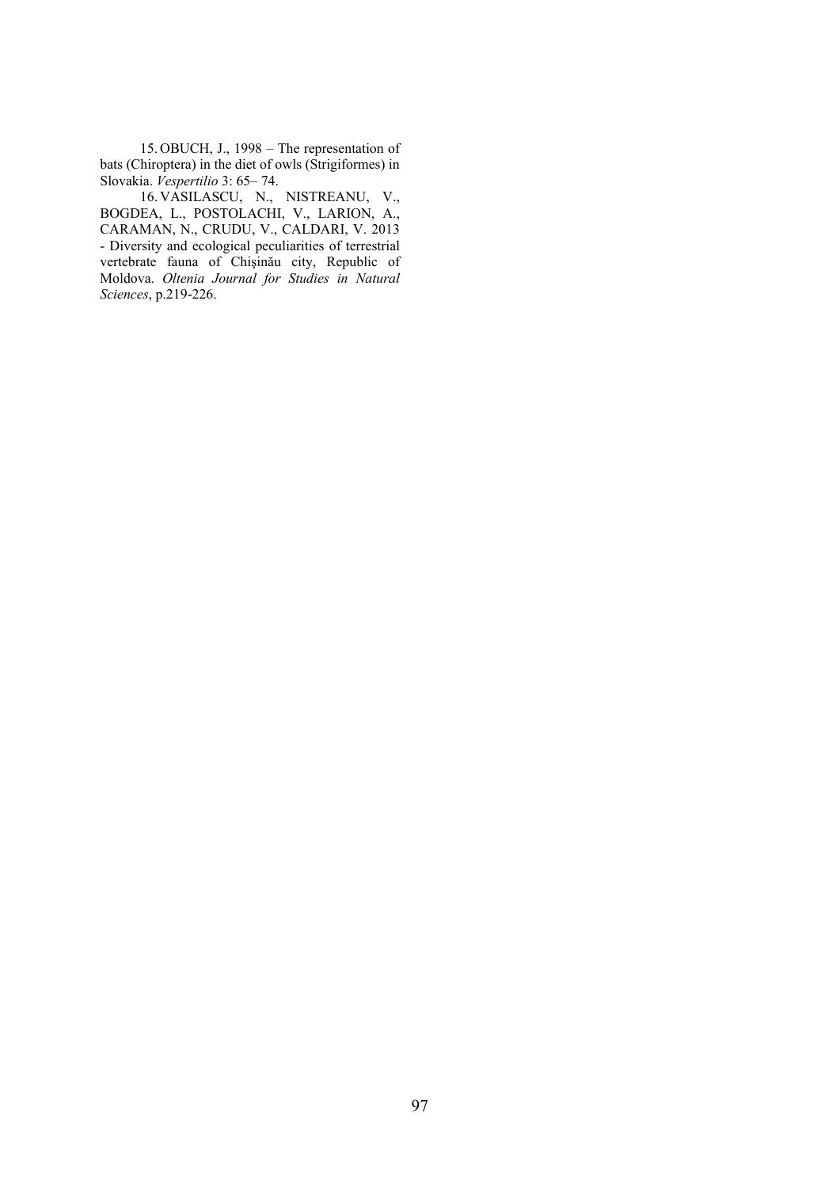15. OBUCH, J., 1998 – The representation of bats (Chiroptera) in the diet of owls (Strigiformes) in Slovakia. *Vespertilio* 3: 65– 74.

16. VASILASCU, N., NISTREANU, V., BOGDEA, L., POSTOLACHI, V., LARION, A., CARAMAN, N., CRUDU, V., CALDARI, V. 2013 - Diversity and ecological peculiarities of terrestrial vertebrate fauna of Chişinău city, Republic of Moldova. *Oltenia Journal for Studies in Natural Sciences*, p.219-226.